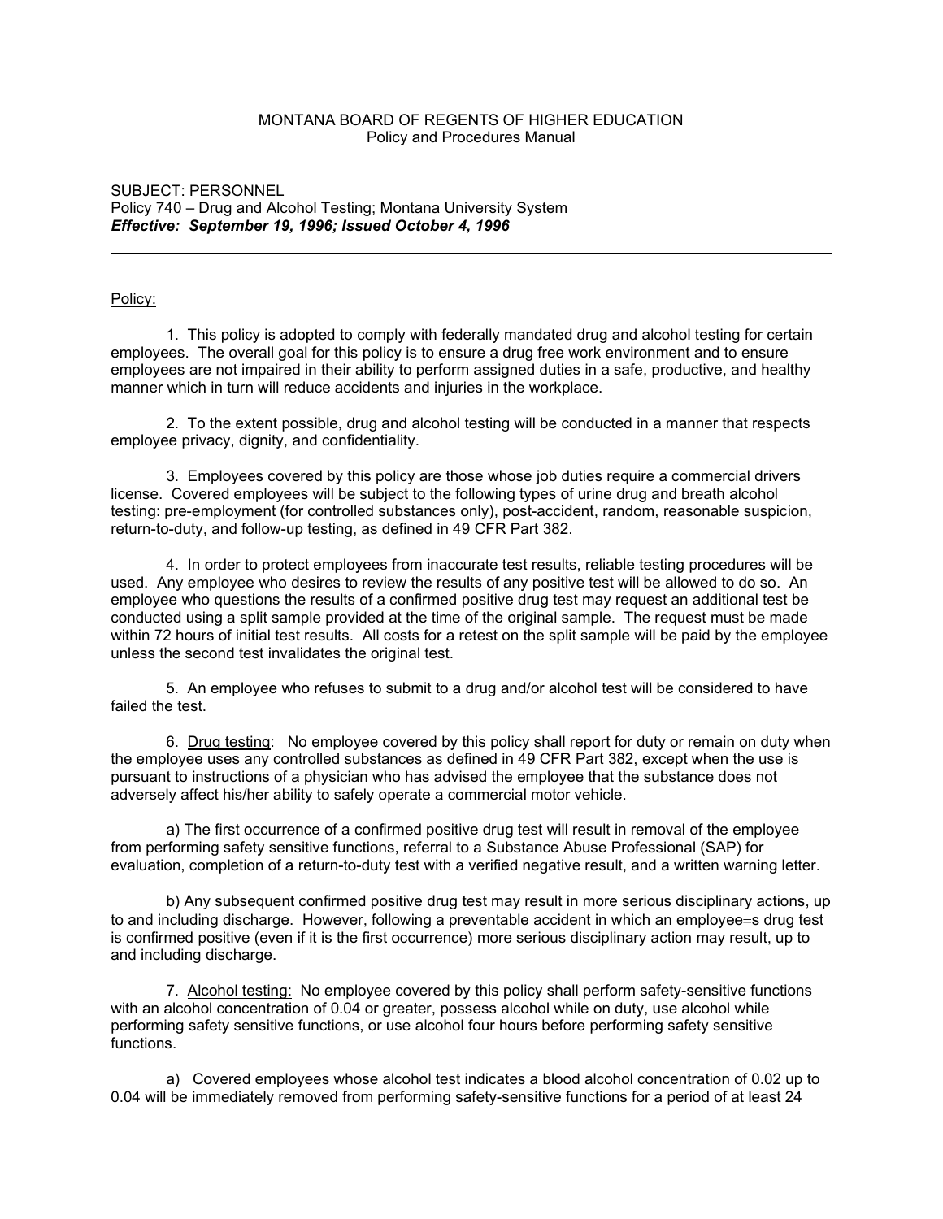MONTANA BOARD OF REGENTS OF HIGHER EDUCATION
Policy and Procedures Manual

SUBJECT: PERSONNEL
Policy 740 – Drug and Alcohol Testing; Montana University System
***Effective: September 19, 1996; Issued October 4, 1996***

---

Policy:

1. This policy is adopted to comply with federally mandated drug and alcohol testing for certain employees. The overall goal for this policy is to ensure a drug free work environment and to ensure employees are not impaired in their ability to perform assigned duties in a safe, productive, and healthy manner which in turn will reduce accidents and injuries in the workplace.

2. To the extent possible, drug and alcohol testing will be conducted in a manner that respects employee privacy, dignity, and confidentiality.

3. Employees covered by this policy are those whose job duties require a commercial drivers license. Covered employees will be subject to the following types of urine drug and breath alcohol testing: pre-employment (for controlled substances only), post-accident, random, reasonable suspicion, return-to-duty, and follow-up testing, as defined in 49 CFR Part 382.

4. In order to protect employees from inaccurate test results, reliable testing procedures will be used. Any employee who desires to review the results of any positive test will be allowed to do so. An employee who questions the results of a confirmed positive drug test may request an additional test be conducted using a split sample provided at the time of the original sample. The request must be made within 72 hours of initial test results. All costs for a retest on the split sample will be paid by the employee unless the second test invalidates the original test.

5. An employee who refuses to submit to a drug and/or alcohol test will be considered to have failed the test.

6. Drug testing: No employee covered by this policy shall report for duty or remain on duty when the employee uses any controlled substances as defined in 49 CFR Part 382, except when the use is pursuant to instructions of a physician who has advised the employee that the substance does not adversely affect his/her ability to safely operate a commercial motor vehicle.

a) The first occurrence of a confirmed positive drug test will result in removal of the employee from performing safety sensitive functions, referral to a Substance Abuse Professional (SAP) for evaluation, completion of a return-to-duty test with a verified negative result, and a written warning letter.

b) Any subsequent confirmed positive drug test may result in more serious disciplinary actions, up to and including discharge. However, following a preventable accident in which an employee=s drug test is confirmed positive (even if it is the first occurrence) more serious disciplinary action may result, up to and including discharge.

7. Alcohol testing: No employee covered by this policy shall perform safety-sensitive functions with an alcohol concentration of 0.04 or greater, possess alcohol while on duty, use alcohol while performing safety sensitive functions, or use alcohol four hours before performing safety sensitive functions.

a) Covered employees whose alcohol test indicates a blood alcohol concentration of 0.02 up to 0.04 will be immediately removed from performing safety-sensitive functions for a period of at least 24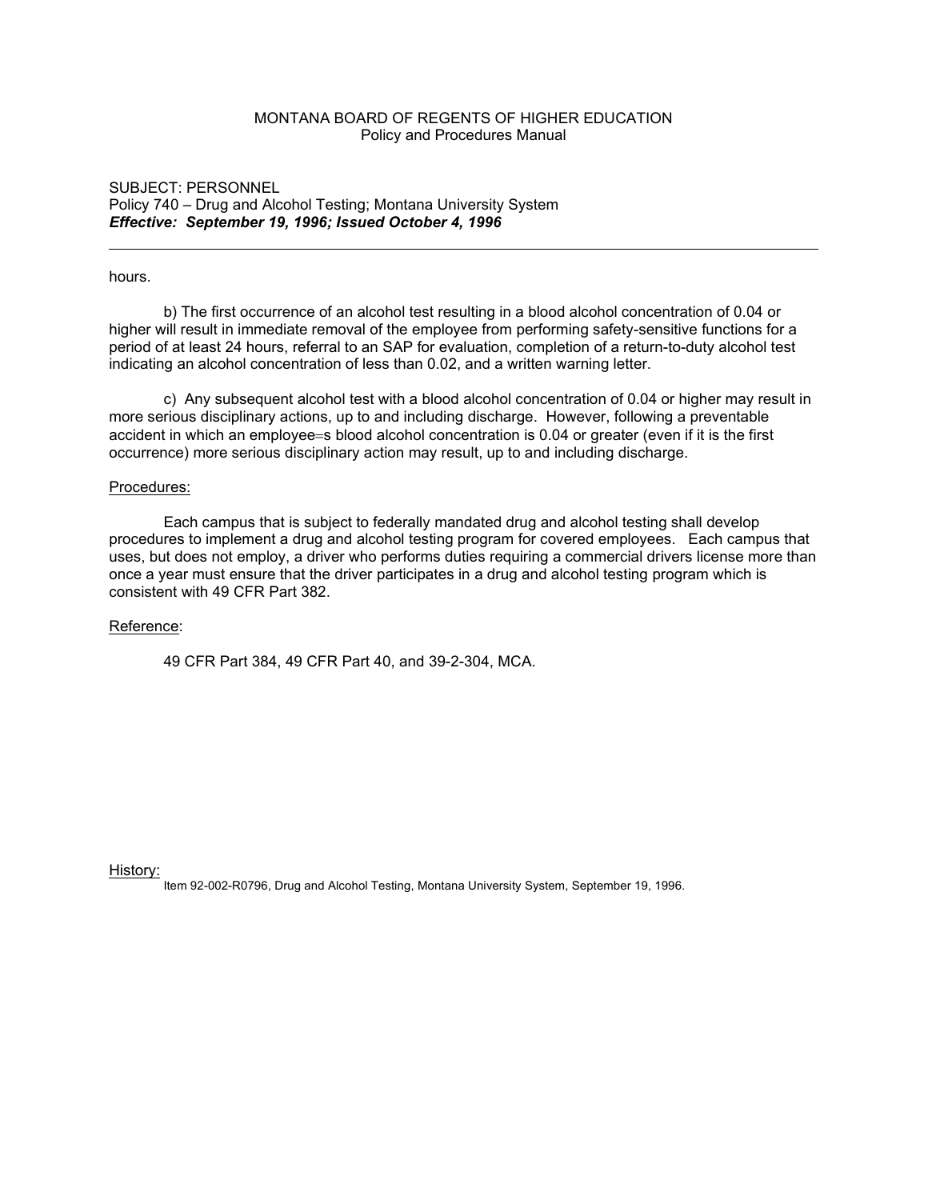hours.

b) The first occurrence of an alcohol test resulting in a blood alcohol concentration of 0.04 or higher will result in immediate removal of the employee from performing safety-sensitive functions for a period of at least 24 hours, referral to an SAP for evaluation, completion of a return-to-duty alcohol test indicating an alcohol concentration of less than 0.02, and a written warning letter.

c) Any subsequent alcohol test with a blood alcohol concentration of 0.04 or higher may result in more serious disciplinary actions, up to and including discharge. However, following a preventable accident in which an employee=s blood alcohol concentration is 0.04 or greater (even if it is the first occurrence) more serious disciplinary action may result, up to and including discharge.

Procedures:

Each campus that is subject to federally mandated drug and alcohol testing shall develop procedures to implement a drug and alcohol testing program for covered employees. Each campus that uses, but does not employ, a driver who performs duties requiring a commercial drivers license more than once a year must ensure that the driver participates in a drug and alcohol testing program which is consistent with 49 CFR Part 382.

Reference:

49 CFR Part 384, 49 CFR Part 40, and 39-2-304, MCA.

History:

Item 92-002-R0796, Drug and Alcohol Testing, Montana University System, September 19, 1996.